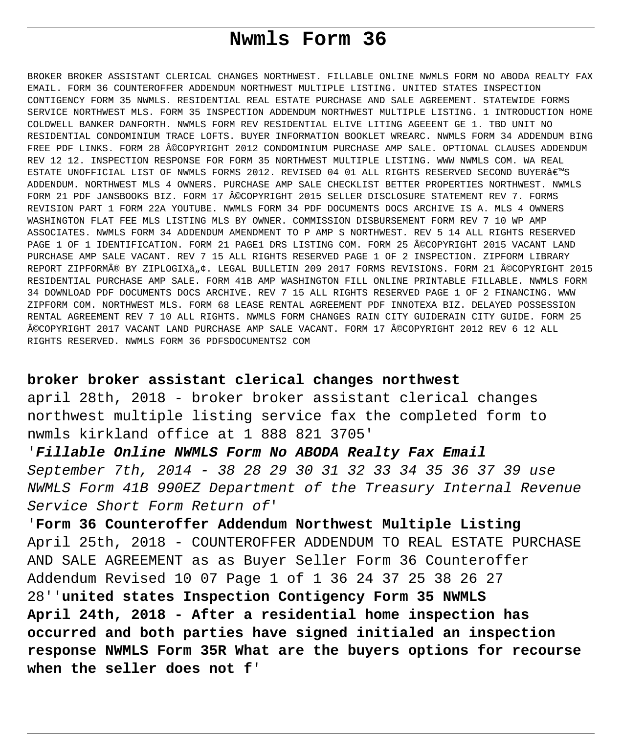# Nwmls Form 36

BROKER BROKER ASSISTANT CLERICAL CHANGES NORTHWEST. FILLABLE ONLINE NWMLS FORM NO ABODA REALTY FAX EMAIL. FORM 36 COUNTEROFFER ADDENDUM NORTHWEST MULTIPLE LISTING. UNITED STATES INSPECTION CONTIGENCY FORM 35 NWMLS. RESIDENTIAL REAL ESTATE PURCHASE AND SALE AGREEMENT. STATEWIDE FORMS SERVICE NORTHWEST MLS. FORM 35 INSPECTION ADDENDUM NORTHWEST MULTIPLE LISTING. 1 INTRODUCTION HOME COLDWELL BANKER DANFORTH. NWMLS FORM REV RESIDENTIAL ELIVE LITING AGEEENT GE 1. TBD UNIT NO RESIDENTIAL CONDOMINIUM TRACE LOFTS. BUYER INFORMATION BOOKLET WREARC. NWMLS FORM 34 ADDENDUM BING FREE PDF LINKS. FORM 28 Â©COPYRIGHT 2012 CONDOMINIUM PURCHASE AMP SALE. OPTIONAL CLAUSES ADDENDUM REV 12 12. INSPECTION RESPONSE FOR FORM 35 NORTHWEST MULTIPLE LISTING. WWW NWMLS COM. WA REAL ESTATE UNOFFICIAL LIST OF NWMLS FORMS 2012. REVISED 04 01 ALL RIGHTS RESERVED SECOND BUYERâ€™S ADDENDUM. NORTHWEST MLS 4 OWNERS. PURCHASE AMP SALE CHECKLIST BETTER PROPERTIES NORTHWEST. NWMLS FORM 21 PDF JANSBOOKS BIZ. FORM 17 Â©COPYRIGHT 2015 SELLER DISCLOSURE STATEMENT REV 7. FORMS REVISION PART 1 FORM 22A YOUTUBE. NWMLS FORM 34 PDF DOCUMENTS DOCS ARCHIVE IS A. MLS 4 OWNERS WASHINGTON FLAT FEE MLS LISTING MLS BY OWNER. COMMISSION DISBURSEMENT FORM REV 7 10 WP AMP ASSOCIATES. NWMLS FORM 34 ADDENDUM AMENDMENT TO P AMP S NORTHWEST. REV 5 14 ALL RIGHTS RESERVED PAGE 1 OF 1 IDENTIFICATION. FORM 21 PAGE1 DRS LISTING COM. FORM 25 Â©COPYRIGHT 2015 VACANT LAND PURCHASE AMP SALE VACANT. REV 7 15 ALL RIGHTS RESERVED PAGE 1 OF 2 INSPECTION. ZIPFORM LIBRARY REPORT ZIPFORMÂ® BY ZIPLOGIXâ„¢. LEGAL BULLETIN 209 2017 FORMS REVISIONS. FORM 21 Â©COPYRIGHT 2015 RESIDENTIAL PURCHASE AMP SALE. FORM 41B AMP WASHINGTON FILL ONLINE PRINTABLE FILLABLE. NWMLS FORM 34 DOWNLOAD PDF DOCUMENTS DOCS ARCHIVE. REV 7 15 ALL RIGHTS RESERVED PAGE 1 OF 2 FINANCING. WWW ZIPFORM COM. NORTHWEST MLS. FORM 68 LEASE RENTAL AGREEMENT PDF INNOTEXA BIZ. DELAYED POSSESSION RENTAL AGREEMENT REV 7 10 ALL RIGHTS. NWMLS FORM CHANGES RAIN CITY GUIDERAIN CITY GUIDE. FORM 25 Â©COPYRIGHT 2017 VACANT LAND PURCHASE AMP SALE VACANT. FORM 17 Â©COPYRIGHT 2012 REV 6 12 ALL RIGHTS RESERVED. NWMLS FORM 36 PDFSDOCUMENTS2 COM

**broker broker assistant clerical changes northwest**

april 28th, 2018 - broker broker assistant clerical changes northwest multiple listing service fax the completed form to nwmls kirkland office at 1 888 821 3705'

'***Fillable Online NWMLS Form No ABODA Realty Fax Email***

*September 7th, 2014 - 38 28 29 30 31 32 33 34 35 36 37 39 use NWMLS Form 41B 990EZ Department of the Treasury Internal Revenue Service Short Form Return of*'

'**Form 36 Counteroffer Addendum Northwest Multiple Listing**

April 25th, 2018 - COUNTEROFFER ADDENDUM TO REAL ESTATE PURCHASE AND SALE AGREEMENT as as Buyer Seller Form 36 Counteroffer Addendum Revised 10 07 Page 1 of 1 36 24 37 25 38 26 27 28''**united states Inspection Contigency Form 35 NWMLS**

**April 24th, 2018 - After a residential home inspection has occurred and both parties have signed initialed an inspection response NWMLS Form 35R What are the buyers options for recourse when the seller does not f**'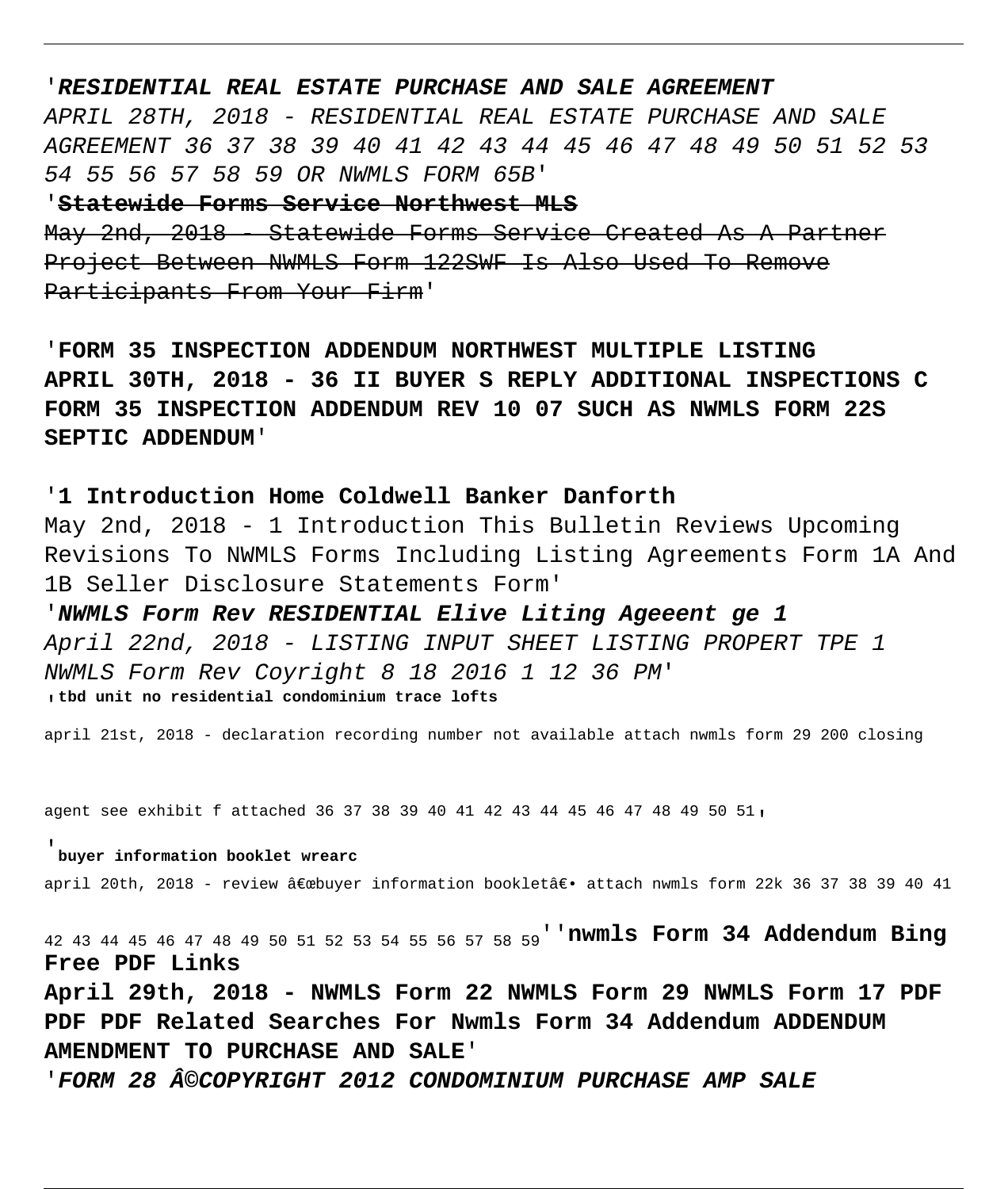'***RESIDENTIAL REAL ESTATE PURCHASE AND SALE AGREEMENT***

*APRIL 28TH, 2018 - RESIDENTIAL REAL ESTATE PURCHASE AND SALE AGREEMENT 36 37 38 39 40 41 42 43 44 45 46 47 48 49 50 51 52 53 54 55 56 57 58 59 OR NWMLS FORM 65B'*

'~~**Statewide Forms Service Northwest MLS**~~

~~May 2nd, 2018 - Statewide Forms Service Created As A Partner Project Between NWMLS Form 122SWF Is Also Used To Remove Participants From Your Firm~~'

'**FORM 35 INSPECTION ADDENDUM NORTHWEST MULTIPLE LISTING APRIL 30TH, 2018 - 36 II BUYER S REPLY ADDITIONAL INSPECTIONS C FORM 35 INSPECTION ADDENDUM REV 10 07 SUCH AS NWMLS FORM 22S SEPTIC ADDENDUM**'

'**1 Introduction Home Coldwell Banker Danforth**

May 2nd, 2018 - 1 Introduction This Bulletin Reviews Upcoming Revisions To NWMLS Forms Including Listing Agreements Form 1A And 1B Seller Disclosure Statements Form'

'***NWMLS Form Rev RESIDENTIAL Elive Liting Ageeent ge 1***

*April 22nd, 2018 - LISTING INPUT SHEET LISTING PROPERT TPE 1 NWMLS Form Rev Coyright 8 18 2016 1 12 36 PM'*

, **tbd unit no residential condominium trace lofts**

april 21st, 2018 - declaration recording number not available attach nwmls form 29 200 closing agent see exhibit f attached 36 37 38 39 40 41 42 43 44 45 46 47 48 49 50 51,

'**buyer information booklet wrearc**

april 20th, 2018 - review â€œbuyer information bookletâ€• attach nwmls form 22k 36 37 38 39 40 41 42 43 44 45 46 47 48 49 50 51 52 53 54 55 56 57 58 59''**nwmls Form 34 Addendum Bing Free PDF Links**

**April 29th, 2018 - NWMLS Form 22 NWMLS Form 29 NWMLS Form 17 PDF PDF PDF Related Searches For Nwmls Form 34 Addendum ADDENDUM AMENDMENT TO PURCHASE AND SALE**'

'***FORM 28 Â©COPYRIGHT 2012 CONDOMINIUM PURCHASE AMP SALE***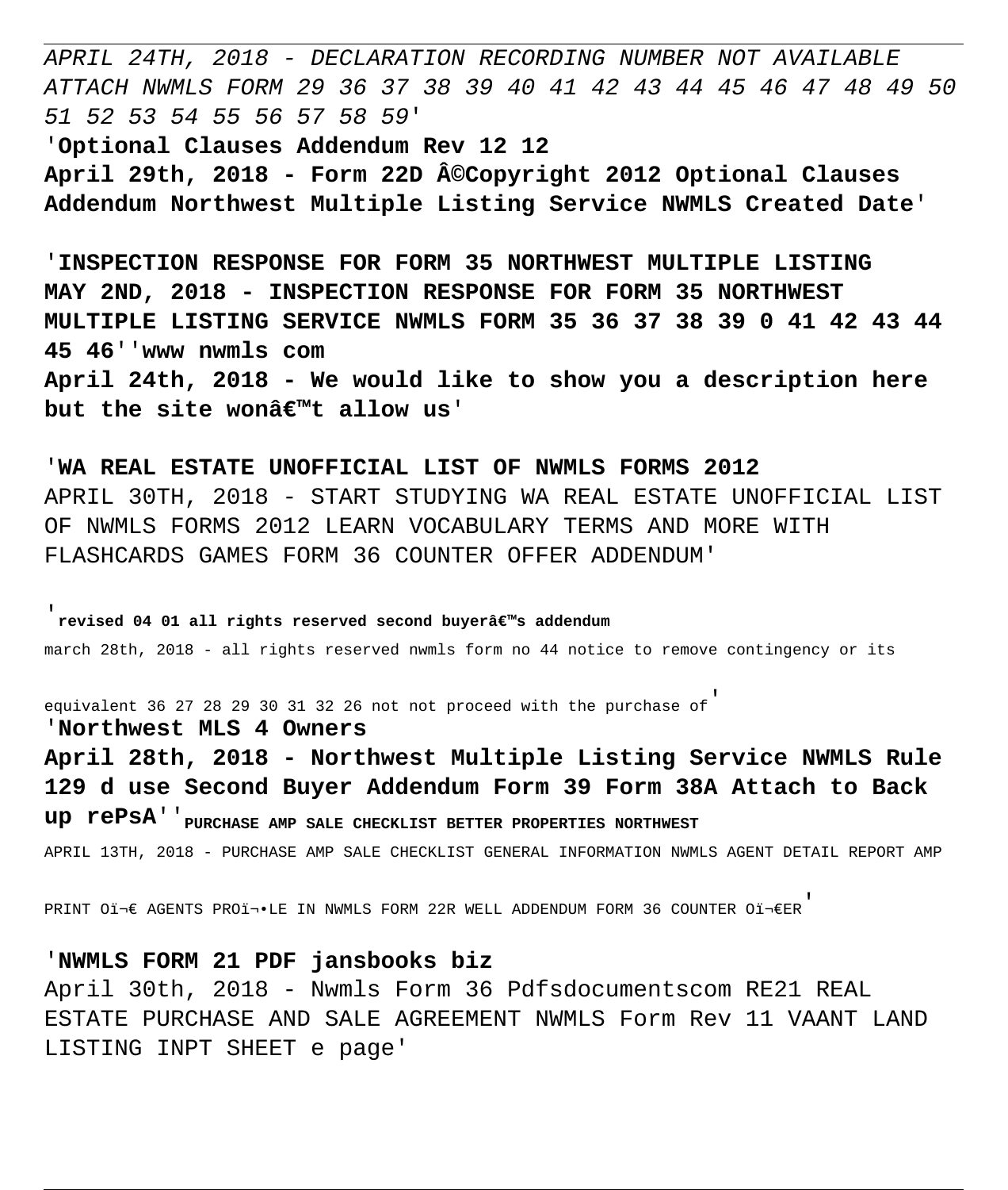APRIL 24TH, 2018 - DECLARATION RECORDING NUMBER NOT AVAILABLE ATTACH NWMLS FORM 29 36 37 38 39 40 41 42 43 44 45 46 47 48 49 50 51 52 53 54 55 56 57 58 59'

'**Optional Clauses Addendum Rev 12 12**
**April 29th, 2018 - Form 22D Â©Copyright 2012 Optional Clauses Addendum Northwest Multiple Listing Service NWMLS Created Date**'

'**INSPECTION RESPONSE FOR FORM 35 NORTHWEST MULTIPLE LISTING**
**MAY 2ND, 2018 - INSPECTION RESPONSE FOR FORM 35 NORTHWEST MULTIPLE LISTING SERVICE NWMLS FORM 35 36 37 38 39 0 41 42 43 44 45 46**''**www nwmls com**
**April 24th, 2018 - We would like to show you a description here but the site wonâ€™t allow us**'

'**WA REAL ESTATE UNOFFICIAL LIST OF NWMLS FORMS 2012**
APRIL 30TH, 2018 - START STUDYING WA REAL ESTATE UNOFFICIAL LIST OF NWMLS FORMS 2012 LEARN VOCABULARY TERMS AND MORE WITH FLASHCARDS GAMES FORM 36 COUNTER OFFER ADDENDUM'

'**revised 04 01 all rights reserved second buyerâ€™s addendum**
march 28th, 2018 - all rights reserved nwmls form no 44 notice to remove contingency or its equivalent 36 27 28 29 30 31 32 26 not not proceed with the purchase of'
'**Northwest MLS 4 Owners**
**April 28th, 2018 - Northwest Multiple Listing Service NWMLS Rule 129 d use Second Buyer Addendum Form 39 Form 38A Attach to Back up rePsA**''**PURCHASE AMP SALE CHECKLIST BETTER PROPERTIES NORTHWEST**
APRIL 13TH, 2018 - PURCHASE AMP SALE CHECKLIST GENERAL INFORMATION NWMLS AGENT DETAIL REPORT AMP PRINT Oï¬€ AGENTS PROï¬•LE IN NWMLS FORM 22R WELL ADDENDUM FORM 36 COUNTER Oï¬€ER'

'**NWMLS FORM 21 PDF jansbooks biz**
April 30th, 2018 - Nwmls Form 36 Pdfsdocumentscom RE21 REAL ESTATE PURCHASE AND SALE AGREEMENT NWMLS Form Rev 11 VAANT LAND LISTING INPT SHEET e page'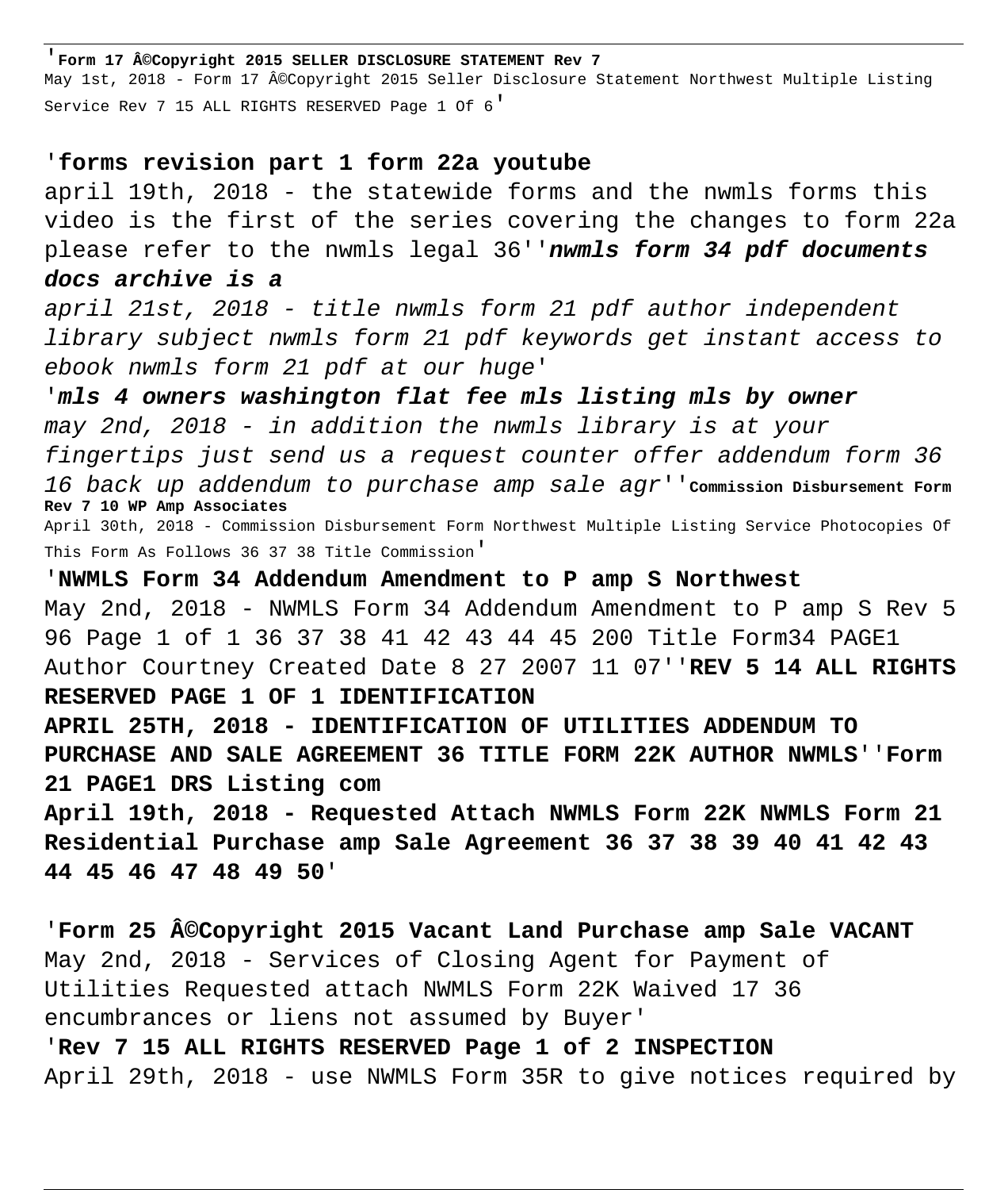'**Form 17 Â©Copyright 2015 SELLER DISCLOSURE STATEMENT Rev 7**
May 1st, 2018 - Form 17 Â©Copyright 2015 Seller Disclosure Statement Northwest Multiple Listing Service Rev 7 15 ALL RIGHTS RESERVED Page 1 Of 6'

'**forms revision part 1 form 22a youtube**
april 19th, 2018 - the statewide forms and the nwmls forms this video is the first of the series covering the changes to form 22a please refer to the nwmls legal 36''***nwmls form 34 pdf documents docs archive is a***
*april 21st, 2018 - title nwmls form 21 pdf author independent library subject nwmls form 21 pdf keywords get instant access to ebook nwmls form 21 pdf at our huge'*

'***mls 4 owners washington flat fee mls listing mls by owner***
*may 2nd, 2018 - in addition the nwmls library is at your fingertips just send us a request counter offer addendum form 36 16 back up addendum to purchase amp sale agr*''**Commission Disbursement Form Rev 7 10 WP Amp Associates**
April 30th, 2018 - Commission Disbursement Form Northwest Multiple Listing Service Photocopies Of This Form As Follows 36 37 38 Title Commission'

'**NWMLS Form 34 Addendum Amendment to P amp S Northwest**
May 2nd, 2018 - NWMLS Form 34 Addendum Amendment to P amp S Rev 5 96 Page 1 of 1 36 37 38 41 42 43 44 45 200 Title Form34 PAGE1 Author Courtney Created Date 8 27 2007 11 07''**REV 5 14 ALL RIGHTS RESERVED PAGE 1 OF 1 IDENTIFICATION**
**APRIL 25TH, 2018 - IDENTIFICATION OF UTILITIES ADDENDUM TO PURCHASE AND SALE AGREEMENT 36 TITLE FORM 22K AUTHOR NWMLS**''**Form 21 PAGE1 DRS Listing com**
**April 19th, 2018 - Requested Attach NWMLS Form 22K NWMLS Form 21 Residential Purchase amp Sale Agreement 36 37 38 39 40 41 42 43 44 45 46 47 48 49 50**'

'**Form 25 Â©Copyright 2015 Vacant Land Purchase amp Sale VACANT**
May 2nd, 2018 - Services of Closing Agent for Payment of Utilities Requested attach NWMLS Form 22K Waived 17 36 encumbrances or liens not assumed by Buyer'
'**Rev 7 15 ALL RIGHTS RESERVED Page 1 of 2 INSPECTION**
April 29th, 2018 - use NWMLS Form 35R to give notices required by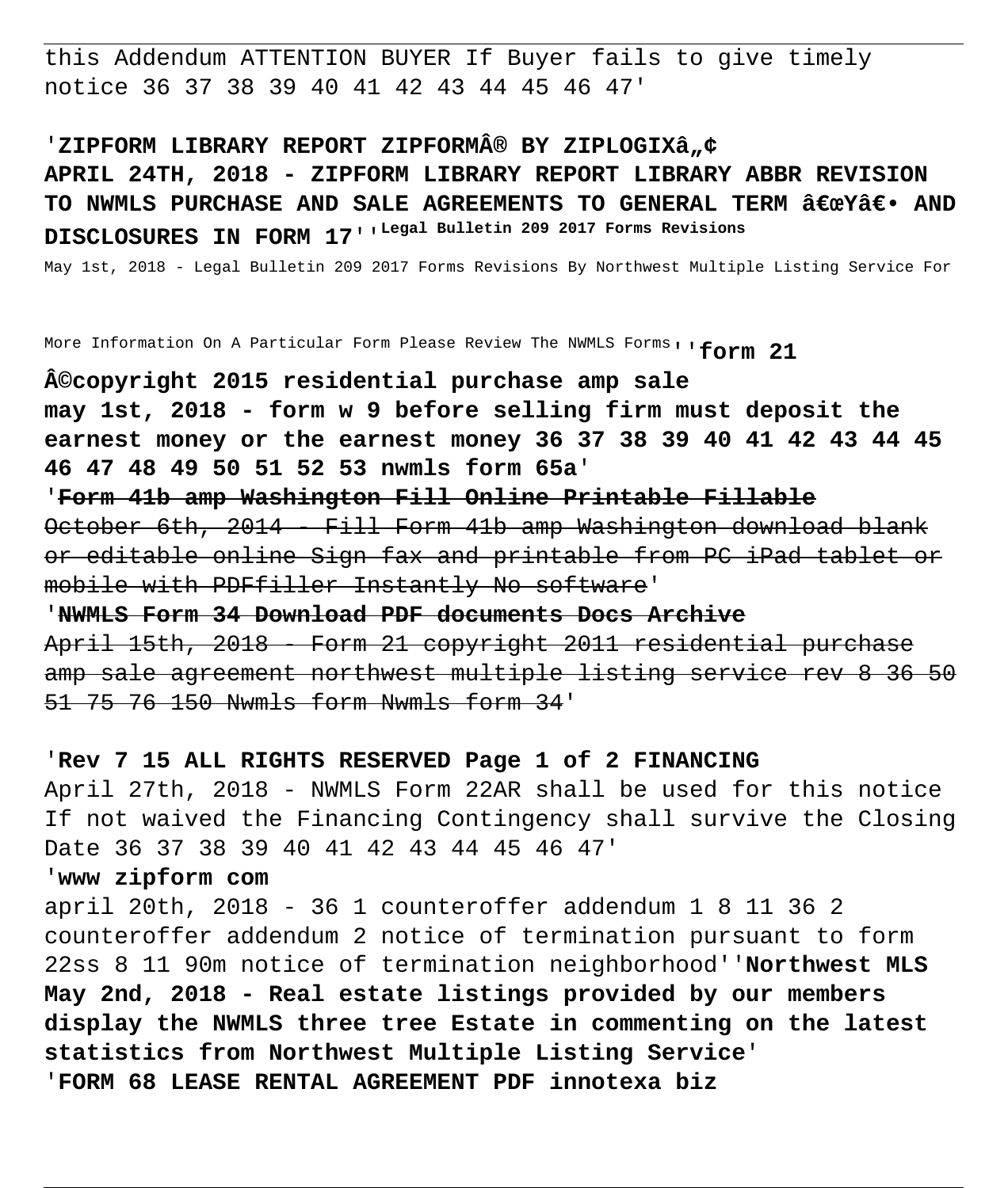this Addendum ATTENTION BUYER If Buyer fails to give timely notice 36 37 38 39 40 41 42 43 44 45 46 47'

'**ZIPFORM LIBRARY REPORT ZIPFORMÂ® BY ZIPLOGIXâ„¢ APRIL 24TH, 2018 - ZIPFORM LIBRARY REPORT LIBRARY ABBR REVISION TO NWMLS PURCHASE AND SALE AGREEMENTS TO GENERAL TERM â€œYâ€• AND DISCLOSURES IN FORM 17**''**Legal Bulletin 209 2017 Forms Revisions**

May 1st, 2018 - Legal Bulletin 209 2017 Forms Revisions By Northwest Multiple Listing Service For More Information On A Particular Form Please Review The NWMLS Forms''**form 21 Â©copyright 2015 residential purchase amp sale**

**may 1st, 2018 - form w 9 before selling firm must deposit the earnest money or the earnest money 36 37 38 39 40 41 42 43 44 45 46 47 48 49 50 51 52 53 nwmls form 65a**'

'~~**Form 41b amp Washington Fill Online Printable Fillable**~~

~~October 6th, 2014 - Fill Form 41b amp Washington download blank or editable online Sign fax and printable from PC iPad tablet or mobile with PDFfiller Instantly No software~~'

'~~**NWMLS Form 34 Download PDF documents Docs Archive**~~

~~April 15th, 2018 - Form 21 copyright 2011 residential purchase amp sale agreement northwest multiple listing service rev 8 36 50 51 75 76 150 Nwmls form Nwmls form 34~~'

'**Rev 7 15 ALL RIGHTS RESERVED Page 1 of 2 FINANCING**

April 27th, 2018 - NWMLS Form 22AR shall be used for this notice If not waived the Financing Contingency shall survive the Closing Date 36 37 38 39 40 41 42 43 44 45 46 47'

'**www zipform com**

april 20th, 2018 - 36 1 counteroffer addendum 1 8 11 36 2 counteroffer addendum 2 notice of termination pursuant to form 22ss 8 11 90m notice of termination neighborhood''**Northwest MLS May 2nd, 2018 - Real estate listings provided by our members display the NWMLS three tree Estate in commenting on the latest statistics from Northwest Multiple Listing Service**'

'**FORM 68 LEASE RENTAL AGREEMENT PDF innotexa biz**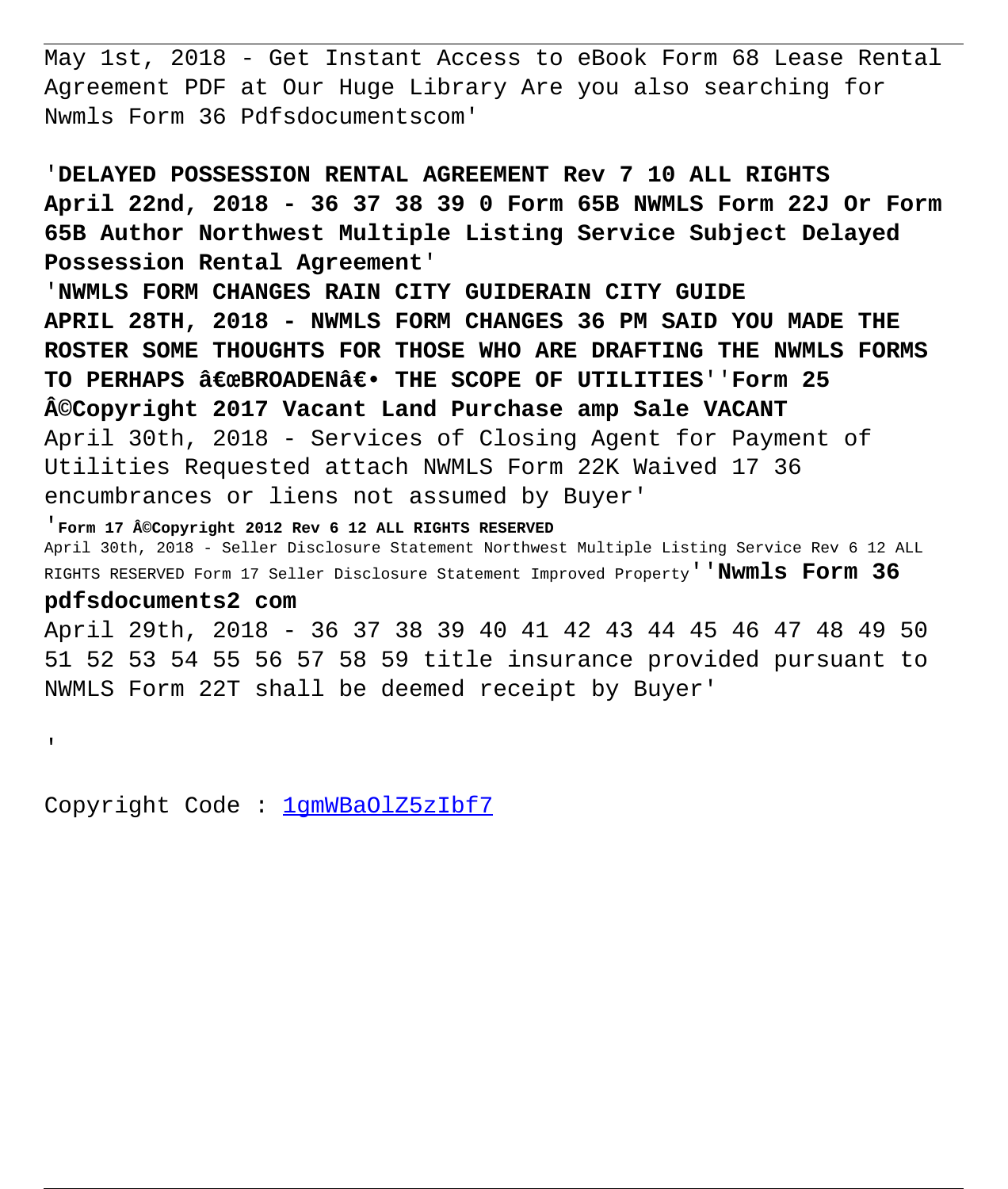May 1st, 2018 - Get Instant Access to eBook Form 68 Lease Rental Agreement PDF at Our Huge Library Are you also searching for Nwmls Form 36 Pdfsdocumentscom'

'**DELAYED POSSESSION RENTAL AGREEMENT Rev 7 10 ALL RIGHTS**
**April 22nd, 2018 - 36 37 38 39 0 Form 65B NWMLS Form 22J Or Form 65B Author Northwest Multiple Listing Service Subject Delayed Possession Rental Agreement**'
'**NWMLS FORM CHANGES RAIN CITY GUIDERAIN CITY GUIDE**
**APRIL 28TH, 2018 - NWMLS FORM CHANGES 36 PM SAID YOU MADE THE ROSTER SOME THOUGHTS FOR THOSE WHO ARE DRAFTING THE NWMLS FORMS TO PERHAPS â€œBROADENâ€• THE SCOPE OF UTILITIES**''**Form 25 Â©Copyright 2017 Vacant Land Purchase amp Sale VACANT**
April 30th, 2018 - Services of Closing Agent for Payment of Utilities Requested attach NWMLS Form 22K Waived 17 36 encumbrances or liens not assumed by Buyer'

'**Form 17 Â©Copyright 2012 Rev 6 12 ALL RIGHTS RESERVED**
April 30th, 2018 - Seller Disclosure Statement Northwest Multiple Listing Service Rev 6 12 ALL RIGHTS RESERVED Form 17 Seller Disclosure Statement Improved Property''**Nwmls Form 36 pdfsdocuments2 com**
April 29th, 2018 - 36 37 38 39 40 41 42 43 44 45 46 47 48 49 50 51 52 53 54 55 56 57 58 59 title insurance provided pursuant to NWMLS Form 22T shall be deemed receipt by Buyer'

'

Copyright Code : 1gmWBaOlZ5zIbf7